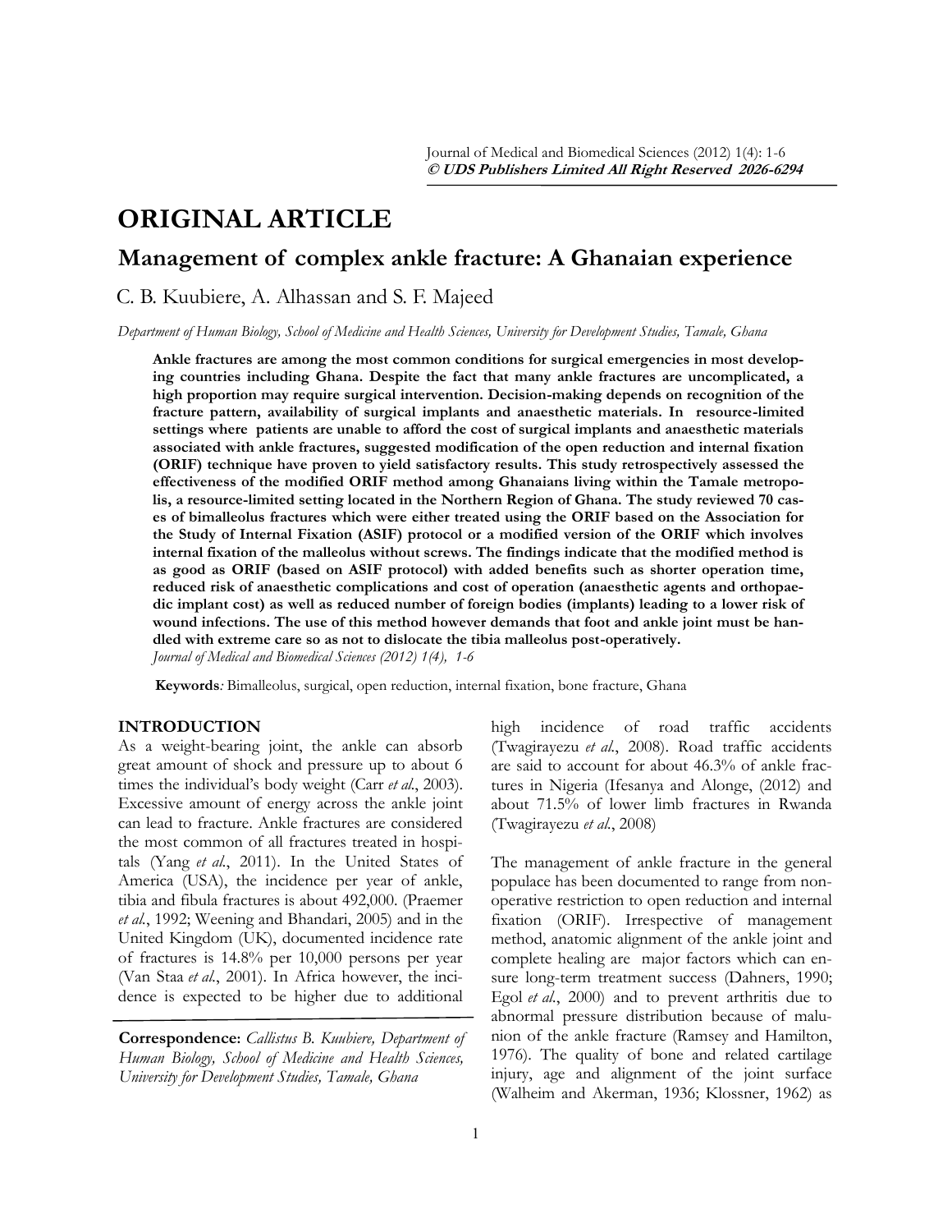# ORIGINAL ARTICLE

## Management of complex ankle fracture: A Ghanaian experience

C. B. Kuubiere, A. Alhassan and S. F. Majeed

*Department of Human Biology, School of Medicine and Health Sciences, University for Development Studies, Tamale, Ghana*

**Ankle fractures are among the most common conditions for surgical emergencies in most developing countries including Ghana. Despite the fact that many ankle fractures are uncomplicated, a high proportion may require surgical intervention. Decision-making depends on recognition of the fracture pattern, availability of surgical implants and anaesthetic materials. In resource-limited settings where patients are unable to afford the cost of surgical implants and anaesthetic materials associated with ankle fractures, suggested modification of the open reduction and internal fixation (ORIF) technique have proven to yield satisfactory results. This study retrospectively assessed the effectiveness of the modified ORIF method among Ghanaians living within the Tamale metropolis, a resource-limited setting located in the Northern Region of Ghana. The study reviewed 70 cases of bimalleolus fractures which were either treated using the ORIF based on the Association for the Study of Internal Fixation (ASIF) protocol or a modified version of the ORIF which involves internal fixation of the malleolus without screws. The findings indicate that the modified method is as good as ORIF (based on ASIF protocol) with added benefits such as shorter operation time, reduced risk of anaesthetic complications and cost of operation (anaesthetic agents and orthopaedic implant cost) as well as reduced number of foreign bodies (implants) leading to a lower risk of wound infections. The use of this method however demands that foot and ankle joint must be handled with extreme care so as not to dislocate the tibia malleolus post-operatively.**

*Journal of Medical and Biomedical Sciences (2012) 1(4), 1-6*

**Keywords***:* Bimalleolus, surgical, open reduction, internal fixation, bone fracture, Ghana

### INTRODUCTION

As a weight-bearing joint, the ankle can absorb great amount of shock and pressure up to about 6 times the individual's body weight (Carr *et al*., 2003). Excessive amount of energy across the ankle joint can lead to fracture. Ankle fractures are considered the most common of all fractures treated in hospitals (Yang *et al*., 2011). In the United States of America (USA), the incidence per year of ankle, tibia and fibula fractures is about 492,000. (Praemer *et al*., 1992; Weening and Bhandari, 2005) and in the United Kingdom (UK), documented incidence rate of fractures is 14.8% per 10,000 persons per year (Van Staa *et al*., 2001). In Africa however, the incidence is expected to be higher due to additional high incidence of road traffic accidents (Twagirayezu *et al*., 2008). Road traffic accidents are said to account for about 46.3% of ankle fractures in Nigeria (Ifesanya and Alonge, (2012) and about 71.5% of lower limb fractures in Rwanda (Twagirayezu *et al*., 2008)

The management of ankle fracture in the general populace has been documented to range from non-operative restriction to open reduction and internal fixation (ORIF). Irrespective of management method, anatomic alignment of the ankle joint and complete healing are major factors which can ensure long-term treatment success (Dahners, 1990; Egol *et al*., 2000) and to prevent arthritis due to abnormal pressure distribution because of malunion of the ankle fracture (Ramsey and Hamilton, 1976). The quality of bone and related cartilage injury, age and alignment of the joint surface (Walheim and Akerman, 1936; Klossner, 1962) as

**Correspondence:** *Callistus B. Kuubiere, Department of Human Biology, School of Medicine and Health Sciences, University for Development Studies, Tamale, Ghana*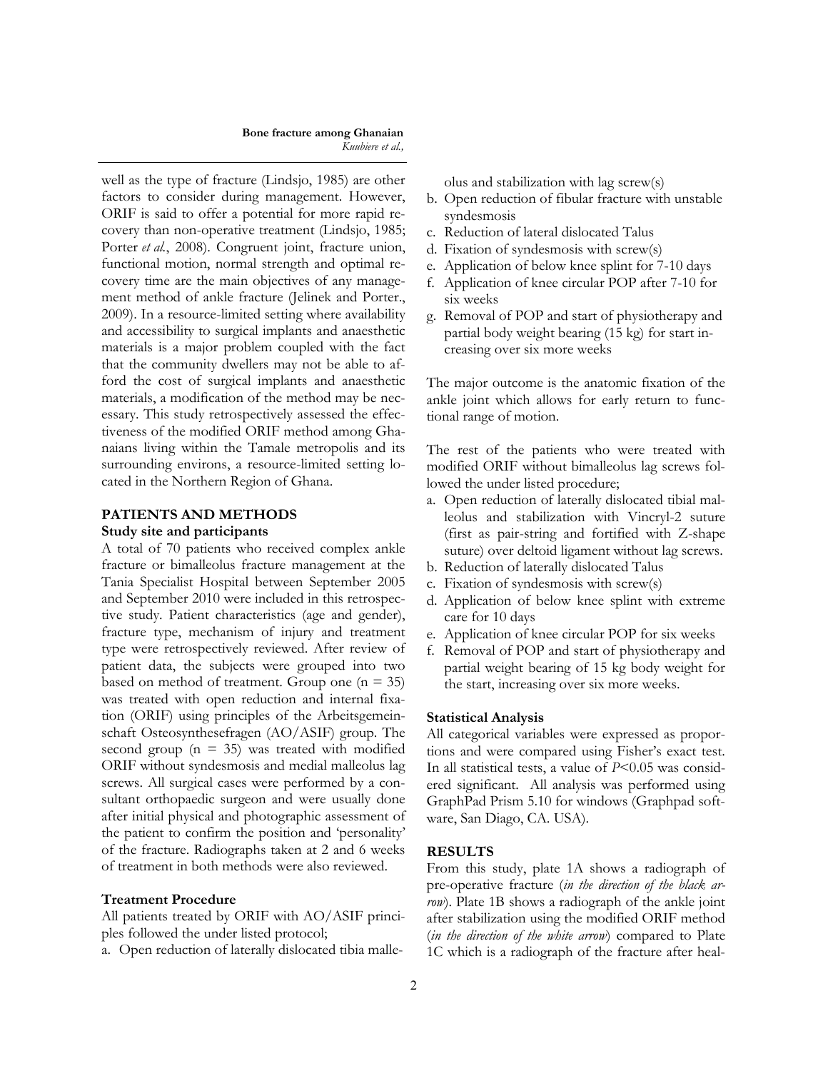well as the type of fracture (Lindsjo, 1985) are other factors to consider during management. However, ORIF is said to offer a potential for more rapid recovery than non-operative treatment (Lindsjo, 1985; Porter *et al.*, 2008). Congruent joint, fracture union, functional motion, normal strength and optimal recovery time are the main objectives of any management method of ankle fracture (Jelinek and Porter., 2009). In a resource-limited setting where availability and accessibility to surgical implants and anaesthetic materials is a major problem coupled with the fact that the community dwellers may not be able to afford the cost of surgical implants and anaesthetic materials, a modification of the method may be necessary. This study retrospectively assessed the effectiveness of the modified ORIF method among Ghanaians living within the Tamale metropolis and its surrounding environs, a resource-limited setting located in the Northern Region of Ghana.

## PATIENTS AND METHODS

### Study site and participants

A total of 70 patients who received complex ankle fracture or bimalleolus fracture management at the Tania Specialist Hospital between September 2005 and September 2010 were included in this retrospective study. Patient characteristics (age and gender), fracture type, mechanism of injury and treatment type were retrospectively reviewed. After review of patient data, the subjects were grouped into two based on method of treatment. Group one (n = 35) was treated with open reduction and internal fixation (ORIF) using principles of the Arbeitsgemeinschaft Osteosynthesefragen (AO/ASIF) group. The second group (n = 35) was treated with modified ORIF without syndesmosis and medial malleolus lag screws. All surgical cases were performed by a consultant orthopaedic surgeon and were usually done after initial physical and photographic assessment of the patient to confirm the position and 'personality' of the fracture. Radiographs taken at 2 and 6 weeks of treatment in both methods were also reviewed.

### Treatment Procedure

All patients treated by ORIF with AO/ASIF principles followed the under listed protocol;

a. Open reduction of laterally dislocated tibia malleolus and stabilization with lag screw(s)
b. Open reduction of fibular fracture with unstable syndesmosis
c. Reduction of lateral dislocated Talus
d. Fixation of syndesmosis with screw(s)
e. Application of below knee splint for 7-10 days
f. Application of knee circular POP after 7-10 for six weeks
g. Removal of POP and start of physiotherapy and partial body weight bearing (15 kg) for start increasing over six more weeks

The major outcome is the anatomic fixation of the ankle joint which allows for early return to functional range of motion.

The rest of the patients who were treated with modified ORIF without bimalleolus lag screws followed the under listed procedure;

a. Open reduction of laterally dislocated tibial malleolus and stabilization with Vincryl-2 suture (first as pair-string and fortified with Z-shape suture) over deltoid ligament without lag screws.
b. Reduction of laterally dislocated Talus
c. Fixation of syndesmosis with screw(s)
d. Application of below knee splint with extreme care for 10 days
e. Application of knee circular POP for six weeks
f. Removal of POP and start of physiotherapy and partial weight bearing of 15 kg body weight for the start, increasing over six more weeks.

### Statistical Analysis

All categorical variables were expressed as proportions and were compared using Fisher's exact test. In all statistical tests, a value of $P<0.05$ was considered significant. All analysis was performed using GraphPad Prism 5.10 for windows (Graphpad software, San Diago, CA. USA).

## RESULTS

From this study, plate 1A shows a radiograph of pre-operative fracture (*in the direction of the black arrow*). Plate 1B shows a radiograph of the ankle joint after stabilization using the modified ORIF method (*in the direction of the white arrow*) compared to Plate 1C which is a radiograph of the fracture after heal-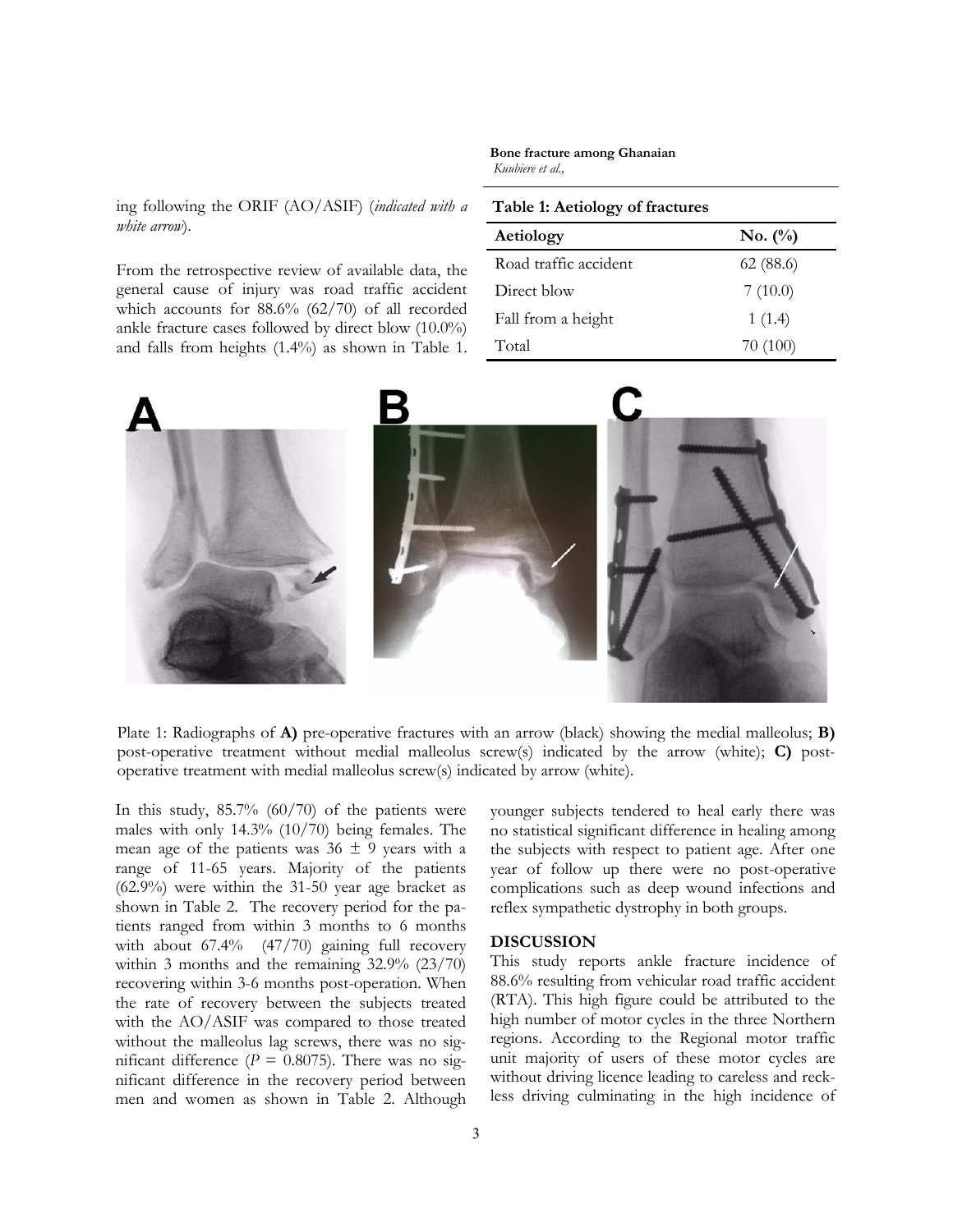ing following the ORIF (AO/ASIF) (*indicated with a white arrow*).

From the retrospective review of available data, the general cause of injury was road traffic accident which accounts for 88.6% (62/70) of all recorded ankle fracture cases followed by direct blow (10.0%) and falls from heights (1.4%) as shown in Table 1.

**Table 1: Aetiology of fractures**

| Aetiology | No. (%) |
|---|---|
| Road traffic accident | 62 (88.6) |
| Direct blow | 7 (10.0) |
| Fall from a height | 1 (1.4) |
| Total | 70 (100) |

Plate 1: Radiographs of **A)** pre-operative fractures with an arrow (black) showing the medial malleolus; **B)** post-operative treatment without medial malleolus screw(s) indicated by the arrow (white); **C)** post-operative treatment with medial malleolus screw(s) indicated by arrow (white).

In this study, 85.7% (60/70) of the patients were males with only 14.3% (10/70) being females. The mean age of the patients was 36 ± 9 years with a range of 11-65 years. Majority of the patients (62.9%) were within the 31-50 year age bracket as shown in Table 2. The recovery period for the patients ranged from within 3 months to 6 months with about 67.4% (47/70) gaining full recovery within 3 months and the remaining 32.9% (23/70) recovering within 3-6 months post-operation. When the rate of recovery between the subjects treated with the AO/ASIF was compared to those treated without the malleolus lag screws, there was no significant difference ($P$ = 0.8075). There was no significant difference in the recovery period between men and women as shown in Table 2. Although younger subjects tendered to heal early there was no statistical significant difference in healing among the subjects with respect to patient age. After one year of follow up there were no post-operative complications such as deep wound infections and reflex sympathetic dystrophy in both groups.

## DISCUSSION

This study reports ankle fracture incidence of 88.6% resulting from vehicular road traffic accident (RTA). This high figure could be attributed to the high number of motor cycles in the three Northern regions. According to the Regional motor traffic unit majority of users of these motor cycles are without driving licence leading to careless and reckless driving culminating in the high incidence of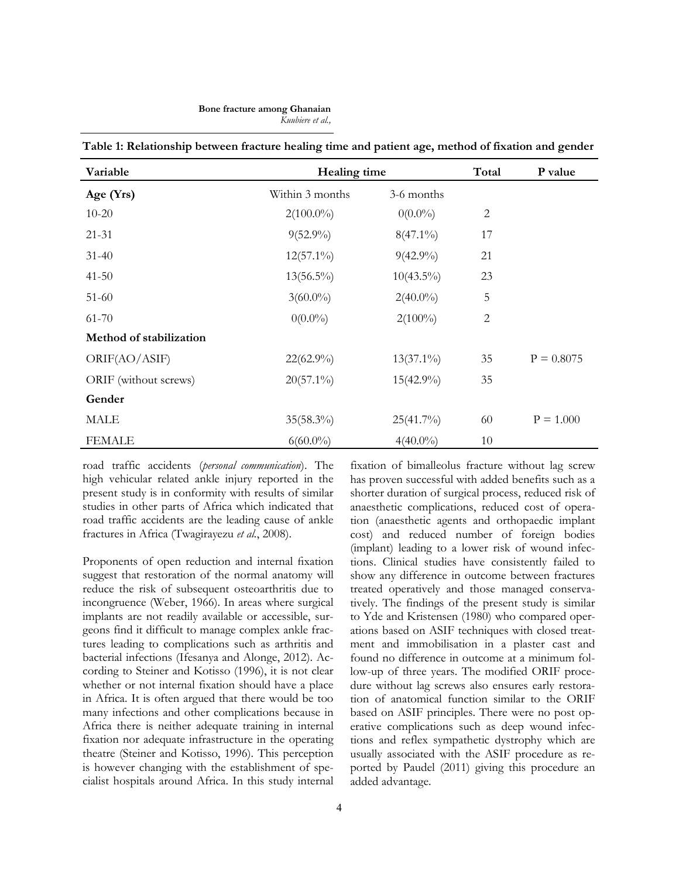**Table 1: Relationship between fracture healing time and patient age, method of fixation and gender**

| Variable | Healing time | | Total | P value |
|---|---|---|---|---|
| **Age (Yrs)** | Within 3 months | 3-6 months | | |
| 10-20 | 2(100.0%) | 0(0.0%) | 2 | |
| 21-31 | 9(52.9%) | 8(47.1%) | 17 | |
| 31-40 | 12(57.1%) | 9(42.9%) | 21 | |
| 41-50 | 13(56.5%) | 10(43.5%) | 23 | |
| 51-60 | 3(60.0%) | 2(40.0%) | 5 | |
| 61-70 | 0(0.0%) | 2(100%) | 2 | |
| **Method of stabilization** | | | | |
| ORIF(AO/ASIF) | 22(62.9%) | 13(37.1%) | 35 | P = 0.8075 |
| ORIF (without screws) | 20(57.1%) | 15(42.9%) | 35 | |
| **Gender** | | | | |
| MALE | 35(58.3%) | 25(41.7%) | 60 | P = 1.000 |
| FEMALE | 6(60.0%) | 4(40.0%) | 10 | |

road traffic accidents (*personal communication*). The high vehicular related ankle injury reported in the present study is in conformity with results of similar studies in other parts of Africa which indicated that road traffic accidents are the leading cause of ankle fractures in Africa (Twagirayezu *et al*., 2008).

Proponents of open reduction and internal fixation suggest that restoration of the normal anatomy will reduce the risk of subsequent osteoarthritis due to incongruence (Weber, 1966). In areas where surgical implants are not readily available or accessible, surgeons find it difficult to manage complex ankle fractures leading to complications such as arthritis and bacterial infections (Ifesanya and Alonge, 2012). According to Steiner and Kotisso (1996), it is not clear whether or not internal fixation should have a place in Africa. It is often argued that there would be too many infections and other complications because in Africa there is neither adequate training in internal fixation nor adequate infrastructure in the operating theatre (Steiner and Kotisso, 1996). This perception is however changing with the establishment of specialist hospitals around Africa. In this study internal fixation of bimalleolus fracture without lag screw has proven successful with added benefits such as a shorter duration of surgical process, reduced risk of anaesthetic complications, reduced cost of operation (anaesthetic agents and orthopaedic implant cost) and reduced number of foreign bodies (implant) leading to a lower risk of wound infections. Clinical studies have consistently failed to show any difference in outcome between fractures treated operatively and those managed conservatively. The findings of the present study is similar to Yde and Kristensen (1980) who compared operations based on ASIF techniques with closed treatment and immobilisation in a plaster cast and found no difference in outcome at a minimum follow-up of three years. The modified ORIF procedure without lag screws also ensures early restoration of anatomical function similar to the ORIF based on ASIF principles. There were no post operative complications such as deep wound infections and reflex sympathetic dystrophy which are usually associated with the ASIF procedure as reported by Paudel (2011) giving this procedure an added advantage.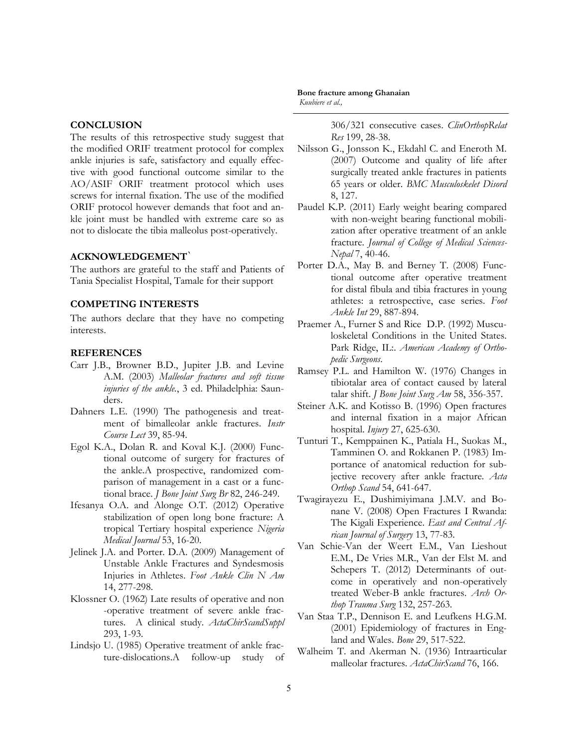## CONCLUSION

The results of this retrospective study suggest that the modified ORIF treatment protocol for complex ankle injuries is safe, satisfactory and equally effective with good functional outcome similar to the AO/ASIF ORIF treatment protocol which uses screws for internal fixation. The use of the modified ORIF protocol however demands that foot and ankle joint must be handled with extreme care so as not to dislocate the tibia malleolus post-operatively.

## ACKNOWLEDGEMENT`

The authors are grateful to the staff and Patients of Tania Specialist Hospital, Tamale for their support

## COMPETING INTERESTS

The authors declare that they have no competing interests.

## REFERENCES

Carr J.B., Browner B.D., Jupiter J.B. and Levine A.M. (2003) *Malleolar fractures and soft tissue injuries of the ankle.*, 3 ed. Philadelphia: Saunders.

Dahners L.E. (1990) The pathogenesis and treatment of bimalleolar ankle fractures. *Instr Course Lect* 39, 85-94.

Egol K.A., Dolan R. and Koval K.J. (2000) Functional outcome of surgery for fractures of the ankle.A prospective, randomized comparison of management in a cast or a functional brace. *J Bone Joint Surg Br* 82, 246-249.

Ifesanya O.A. and Alonge O.T. (2012) Operative stabilization of open long bone fracture: A tropical Tertiary hospital experience *Nigeria Medical Journal* 53, 16-20.

Jelinek J.A. and Porter. D.A. (2009) Management of Unstable Ankle Fractures and Syndesmosis Injuries in Athletes. *Foot Ankle Clin N Am* 14, 277-298.

Klossner O. (1962) Late results of operative and non -operative treatment of severe ankle fractures. A clinical study. *ActaChirScandSuppl* 293, 1-93.

Lindsjo U. (1985) Operative treatment of ankle fracture-dislocations.A follow-up study of 306/321 consecutive cases. *ClinOrthopRelat Res* 199, 28-38.

Nilsson G., Jonsson K., Ekdahl C. and Eneroth M. (2007) Outcome and quality of life after surgically treated ankle fractures in patients 65 years or older. *BMC Musculoskelet Disord* 8, 127.

Paudel K.P. (2011) Early weight bearing compared with non-weight bearing functional mobilization after operative treatment of an ankle fracture. *Journal of College of Medical Sciences-Nepal* 7, 40-46.

Porter D.A., May B. and Berney T. (2008) Functional outcome after operative treatment for distal fibula and tibia fractures in young athletes: a retrospective, case series. *Foot Ankle Int* 29, 887-894.

Praemer A., Furner S and Rice D.P. (1992) Musculoskeletal Conditions in the United States. Park Ridge, IL:. *American Academy of Orthopedic Surgeons*.

Ramsey P.L. and Hamilton W. (1976) Changes in tibiotalar area of contact caused by lateral talar shift. *J Bone Joint Surg Am* 58, 356-357.

Steiner A.K. and Kotisso B. (1996) Open fractures and internal fixation in a major African hospital. *Injury* 27, 625-630.

Tunturi T., Kemppainen K., Patiala H., Suokas M., Tamminen O. and Rokkanen P. (1983) Importance of anatomical reduction for subjective recovery after ankle fracture. *Acta Orthop Scand* 54, 641-647.

Twagirayezu E., Dushimiyimana J.M.V. and Bonane V. (2008) Open Fractures I Rwanda: The Kigali Experience. *East and Central African Journal of Surgery* 13, 77-83.

Van Schie-Van der Weert E.M., Van Lieshout E.M., De Vries M.R., Van der Elst M. and Schepers T. (2012) Determinants of outcome in operatively and non-operatively treated Weber-B ankle fractures. *Arch Orthop Trauma Surg* 132, 257-263.

Van Staa T.P., Dennison E. and Leufkens H.G.M. (2001) Epidemiology of fractures in England and Wales. *Bone* 29, 517-522.

Walheim T. and Akerman N. (1936) Intraarticular malleolar fractures. *ActaChirScand* 76, 166.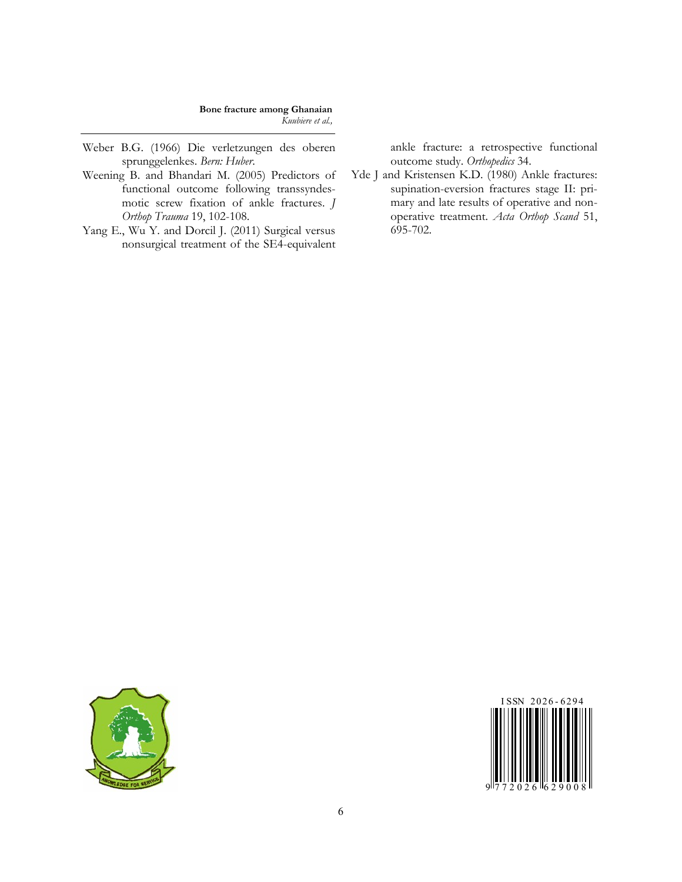Weber B.G. (1966) Die verletzungen des oberen sprunggelenkes. *Bern: Huber*.

Weening B. and Bhandari M. (2005) Predictors of functional outcome following transsyndesmotic screw fixation of ankle fractures. *J Orthop Trauma* 19, 102-108.

Yang E., Wu Y. and Dorcil J. (2011) Surgical versus nonsurgical treatment of the SE4-equivalent ankle fracture: a retrospective functional outcome study. *Orthopedics* 34.

Yde J and Kristensen K.D. (1980) Ankle fractures: supination-eversion fractures stage II: primary and late results of operative and non-operative treatment. *Acta Orthop Scand* 51, 695-702.

ISSN 2026-6294